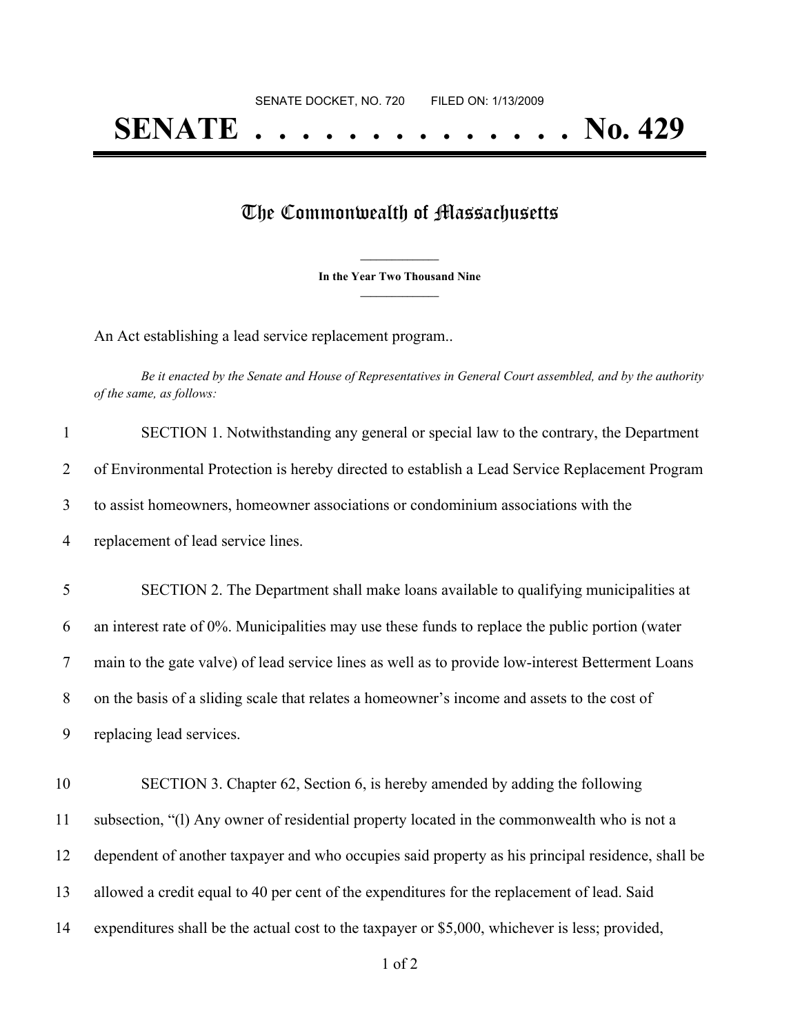SENATE DOCKET, NO. 720 FILED ON: 1/13/2009

# SENATE . . . . . . . . . . . . . . No. 429

## The Commonwealth of Massachusetts

**In the Year Two Thousand Nine**

An Act establishing a lead service replacement program..

*Be it enacted by the Senate and House of Representatives in General Court assembled, and by the authority of the same, as follows:*

SECTION 1. Notwithstanding any general or special law to the contrary, the Department of Environmental Protection is hereby directed to establish a Lead Service Replacement Program to assist homeowners, homeowner associations or condominium associations with the replacement of lead service lines.

SECTION 2. The Department shall make loans available to qualifying municipalities at an interest rate of 0%. Municipalities may use these funds to replace the public portion (water main to the gate valve) of lead service lines as well as to provide low-interest Betterment Loans on the basis of a sliding scale that relates a homeowner's income and assets to the cost of replacing lead services.

SECTION 3. Chapter 62, Section 6, is hereby amended by adding the following subsection, "(l) Any owner of residential property located in the commonwealth who is not a dependent of another taxpayer and who occupies said property as his principal residence, shall be allowed a credit equal to 40 per cent of the expenditures for the replacement of lead. Said expenditures shall be the actual cost to the taxpayer or $5,000, whichever is less; provided,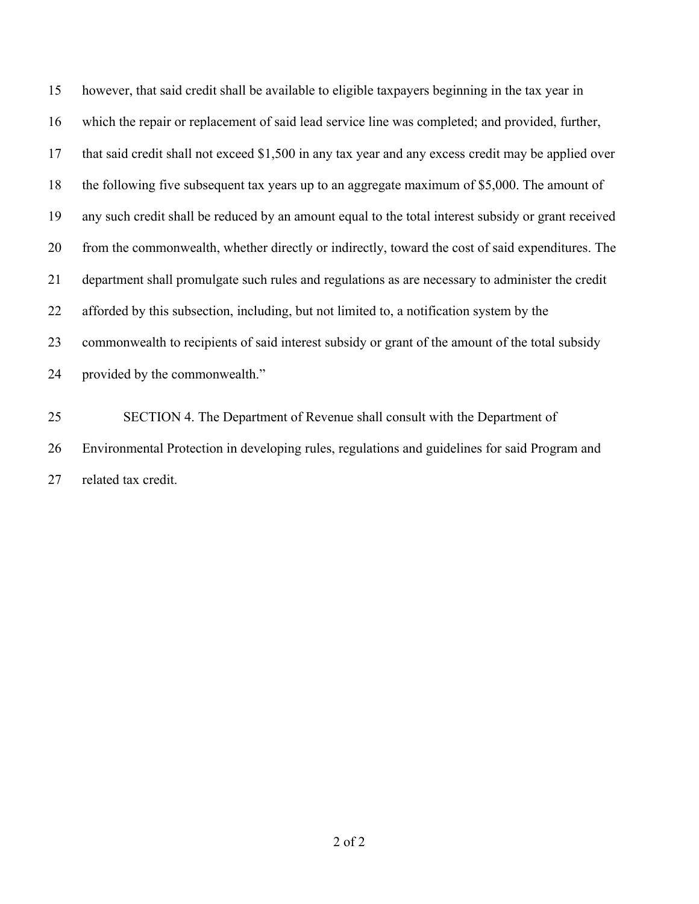however, that said credit shall be available to eligible taxpayers beginning in the tax year in which the repair or replacement of said lead service line was completed; and provided, further, that said credit shall not exceed $1,500 in any tax year and any excess credit may be applied over the following five subsequent tax years up to an aggregate maximum of $5,000. The amount of any such credit shall be reduced by an amount equal to the total interest subsidy or grant received from the commonwealth, whether directly or indirectly, toward the cost of said expenditures. The department shall promulgate such rules and regulations as are necessary to administer the credit afforded by this subsection, including, but not limited to, a notification system by the commonwealth to recipients of said interest subsidy or grant of the amount of the total subsidy provided by the commonwealth."

SECTION 4. The Department of Revenue shall consult with the Department of Environmental Protection in developing rules, regulations and guidelines for said Program and related tax credit.